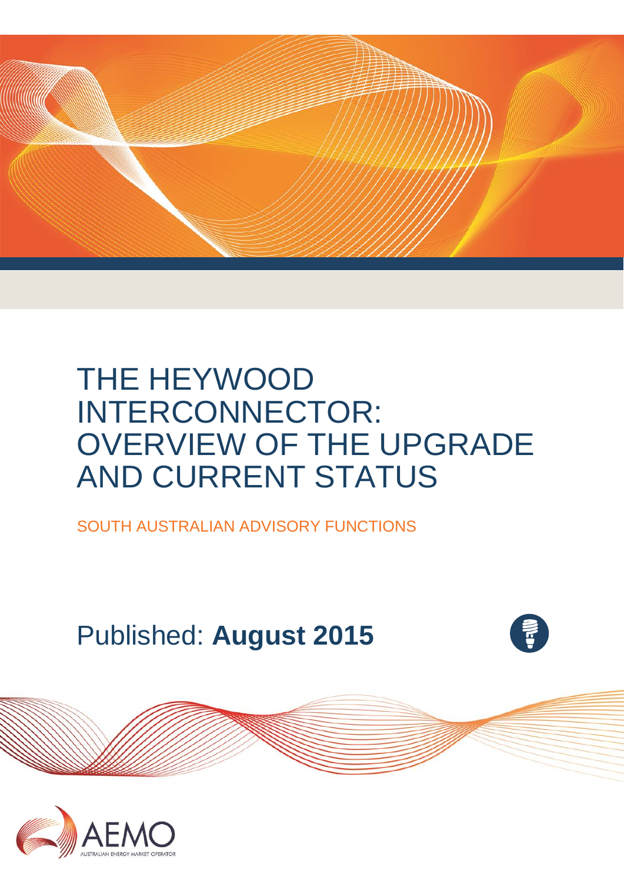# THE HEYWOOD INTERCONNECTOR: OVERVIEW OF THE UPGRADE AND CURRENT STATUS

SOUTH AUSTRALIAN ADVISORY FUNCTIONS

Published: **August 2015**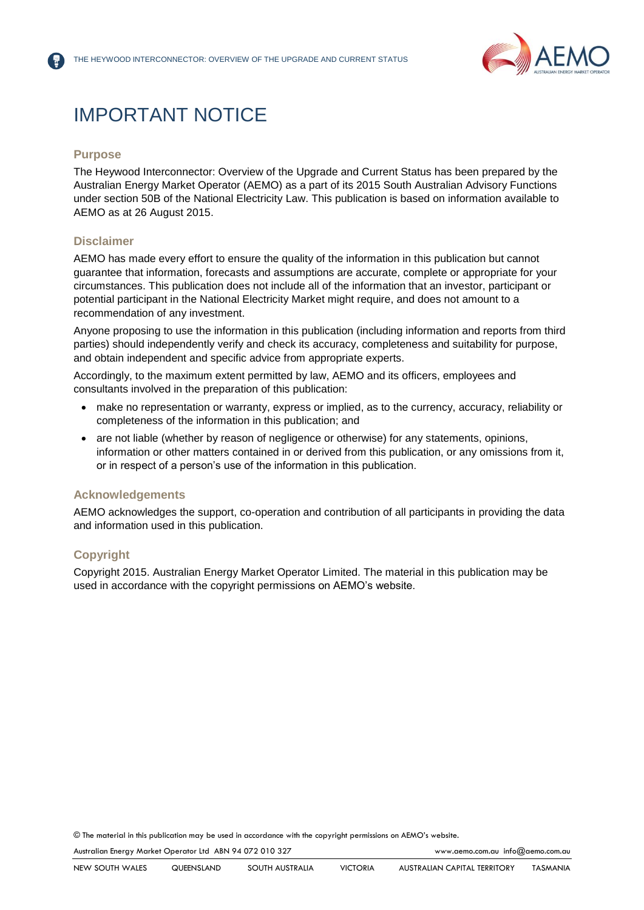# IMPORTANT NOTICE

## Purpose

The Heywood Interconnector: Overview of the Upgrade and Current Status has been prepared by the Australian Energy Market Operator (AEMO) as a part of its 2015 South Australian Advisory Functions under section 50B of the National Electricity Law. This publication is based on information available to AEMO as at 26 August 2015.

## Disclaimer

AEMO has made every effort to ensure the quality of the information in this publication but cannot guarantee that information, forecasts and assumptions are accurate, complete or appropriate for your circumstances. This publication does not include all of the information that an investor, participant or potential participant in the National Electricity Market might require, and does not amount to a recommendation of any investment.

Anyone proposing to use the information in this publication (including information and reports from third parties) should independently verify and check its accuracy, completeness and suitability for purpose, and obtain independent and specific advice from appropriate experts.

Accordingly, to the maximum extent permitted by law, AEMO and its officers, employees and consultants involved in the preparation of this publication:

- make no representation or warranty, express or implied, as to the currency, accuracy, reliability or completeness of the information in this publication; and
- are not liable (whether by reason of negligence or otherwise) for any statements, opinions, information or other matters contained in or derived from this publication, or any omissions from it, or in respect of a person's use of the information in this publication.

## Acknowledgements

AEMO acknowledges the support, co-operation and contribution of all participants in providing the data and information used in this publication.

## Copyright

Copyright 2015. Australian Energy Market Operator Limited. The material in this publication may be used in accordance with the copyright permissions on AEMO's website.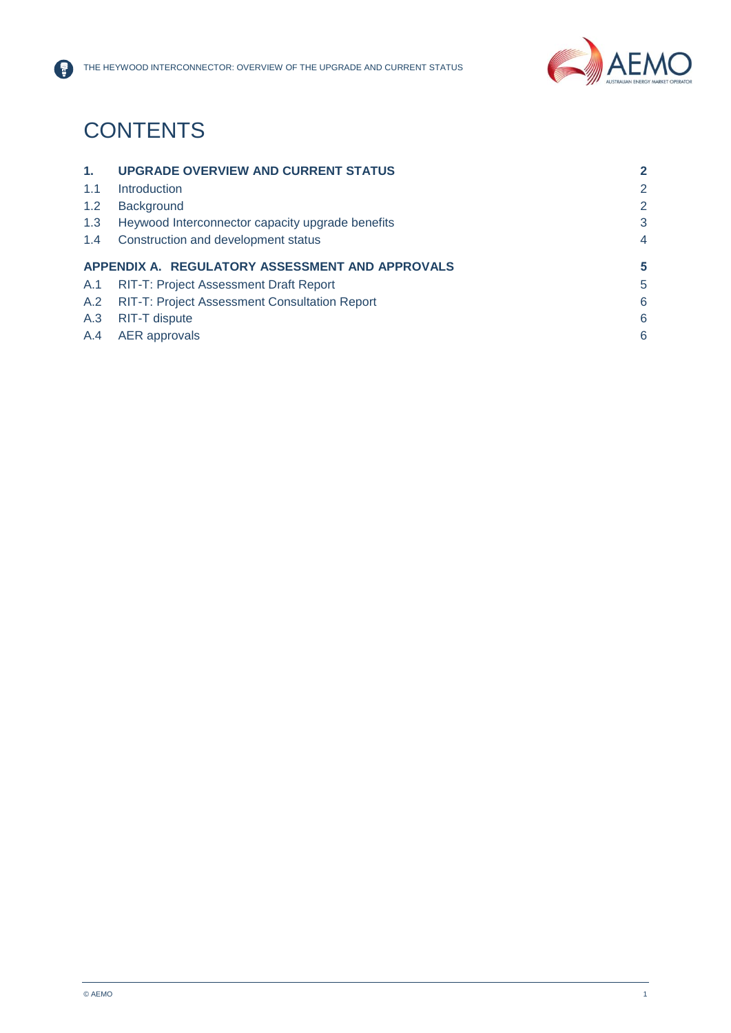# CONTENTS

| | | |
|---|---|---|
| **1.** | **UPGRADE OVERVIEW AND CURRENT STATUS** | **2** |
| 1.1 | Introduction | 2 |
| 1.2 | Background | 2 |
| 1.3 | Heywood Interconnector capacity upgrade benefits | 3 |
| 1.4 | Construction and development status | 4 |
| **APPENDIX A.** | **REGULATORY ASSESSMENT AND APPROVALS** | **5** |
| A.1 | RIT-T: Project Assessment Draft Report | 5 |
| A.2 | RIT-T: Project Assessment Consultation Report | 6 |
| A.3 | RIT-T dispute | 6 |
| A.4 | AER approvals | 6 |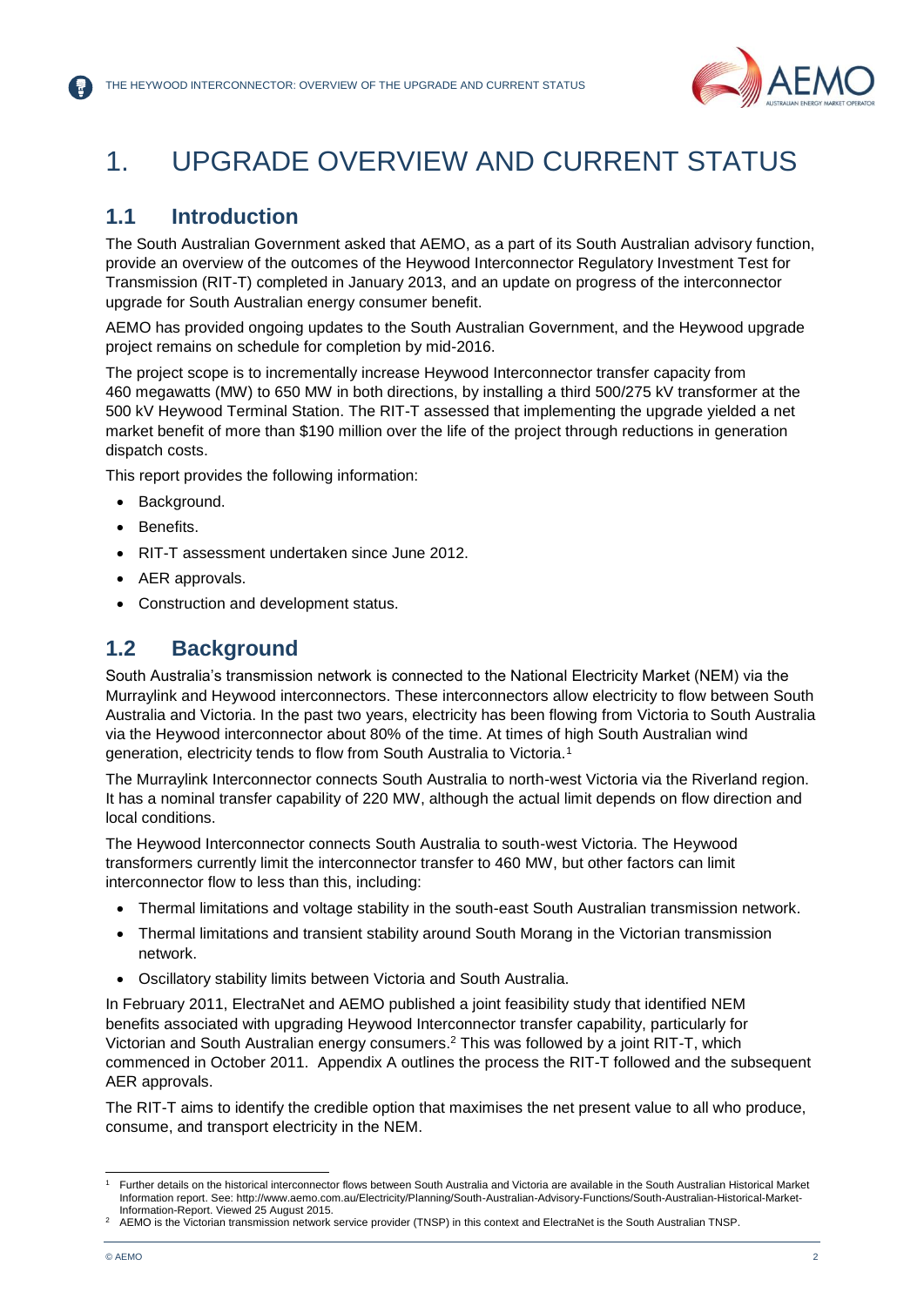# 1. UPGRADE OVERVIEW AND CURRENT STATUS

## 1.1 Introduction

The South Australian Government asked that AEMO, as a part of its South Australian advisory function, provide an overview of the outcomes of the Heywood Interconnector Regulatory Investment Test for Transmission (RIT-T) completed in January 2013, and an update on progress of the interconnector upgrade for South Australian energy consumer benefit.

AEMO has provided ongoing updates to the South Australian Government, and the Heywood upgrade project remains on schedule for completion by mid-2016.

The project scope is to incrementally increase Heywood Interconnector transfer capacity from 460 megawatts (MW) to 650 MW in both directions, by installing a third 500/275 kV transformer at the 500 kV Heywood Terminal Station. The RIT-T assessed that implementing the upgrade yielded a net market benefit of more than $190 million over the life of the project through reductions in generation dispatch costs.

This report provides the following information:

- Background.
- Benefits.
- RIT-T assessment undertaken since June 2012.
- AER approvals.
- Construction and development status.

## 1.2 Background

South Australia's transmission network is connected to the National Electricity Market (NEM) via the Murraylink and Heywood interconnectors. These interconnectors allow electricity to flow between South Australia and Victoria. In the past two years, electricity has been flowing from Victoria to South Australia via the Heywood interconnector about 80% of the time. At times of high South Australian wind generation, electricity tends to flow from South Australia to Victoria.[1]

The Murraylink Interconnector connects South Australia to north-west Victoria via the Riverland region. It has a nominal transfer capability of 220 MW, although the actual limit depends on flow direction and local conditions.

The Heywood Interconnector connects South Australia to south-west Victoria. The Heywood transformers currently limit the interconnector transfer to 460 MW, but other factors can limit interconnector flow to less than this, including:

- Thermal limitations and voltage stability in the south-east South Australian transmission network.
- Thermal limitations and transient stability around South Morang in the Victorian transmission network.
- Oscillatory stability limits between Victoria and South Australia.

In February 2011, ElectraNet and AEMO published a joint feasibility study that identified NEM benefits associated with upgrading Heywood Interconnector transfer capability, particularly for Victorian and South Australian energy consumers.[2] This was followed by a joint RIT-T, which commenced in October 2011. Appendix A outlines the process the RIT-T followed and the subsequent AER approvals.

The RIT-T aims to identify the credible option that maximises the net present value to all who produce, consume, and transport electricity in the NEM.

---

[1] Further details on the historical interconnector flows between South Australia and Victoria are available in the South Australian Historical Market Information report. See: http://www.aemo.com.au/Electricity/Planning/South-Australian-Advisory-Functions/South-Australian-Historical-Market-Information-Report. Viewed 25 August 2015.

[2] AEMO is the Victorian transmission network service provider (TNSP) in this context and ElectraNet is the South Australian TNSP.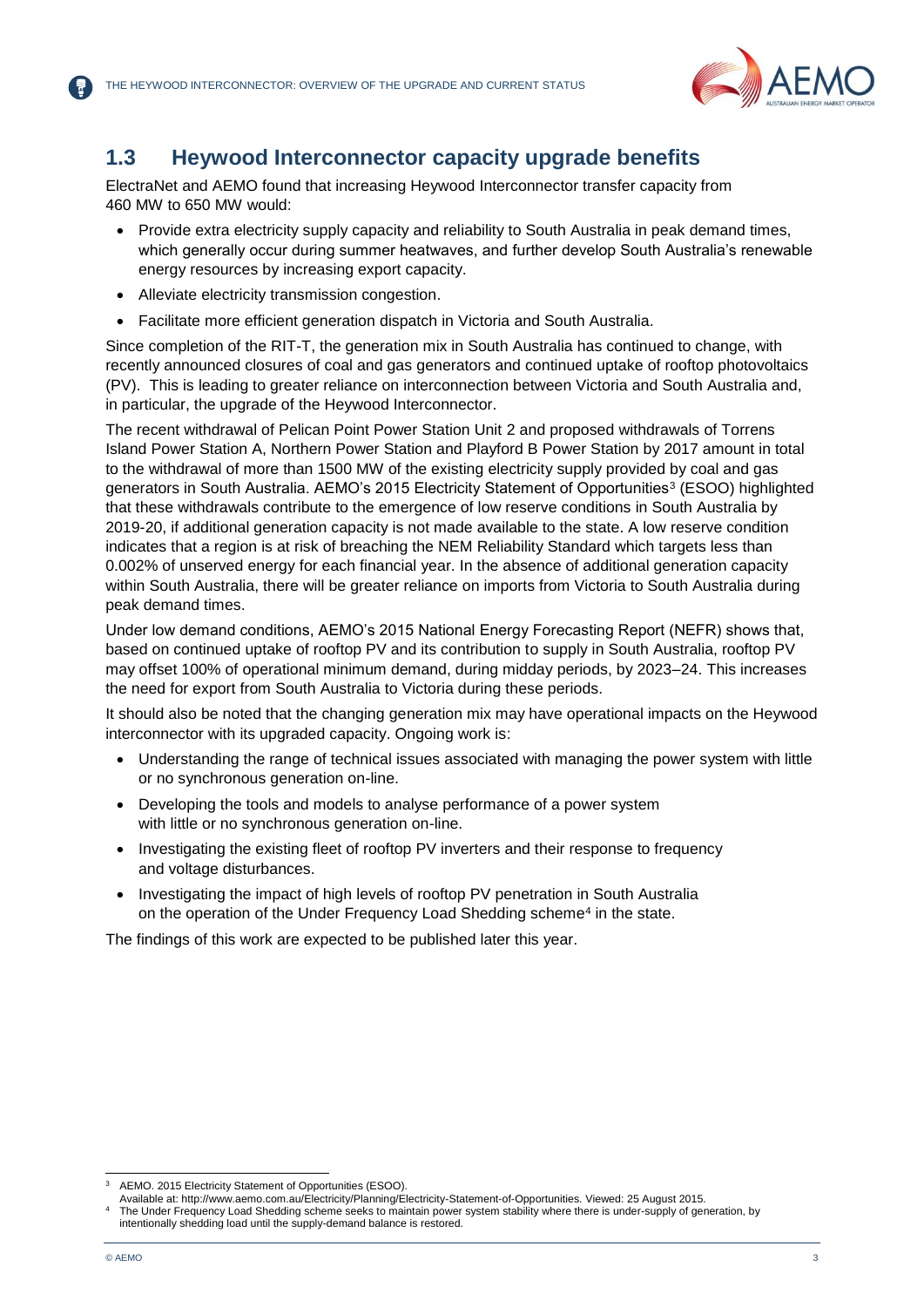## 1.3 Heywood Interconnector capacity upgrade benefits

ElectraNet and AEMO found that increasing Heywood Interconnector transfer capacity from 460 MW to 650 MW would:

- Provide extra electricity supply capacity and reliability to South Australia in peak demand times, which generally occur during summer heatwaves, and further develop South Australia's renewable energy resources by increasing export capacity.
- Alleviate electricity transmission congestion.
- Facilitate more efficient generation dispatch in Victoria and South Australia.

Since completion of the RIT-T, the generation mix in South Australia has continued to change, with recently announced closures of coal and gas generators and continued uptake of rooftop photovoltaics (PV). This is leading to greater reliance on interconnection between Victoria and South Australia and, in particular, the upgrade of the Heywood Interconnector.

The recent withdrawal of Pelican Point Power Station Unit 2 and proposed withdrawals of Torrens Island Power Station A, Northern Power Station and Playford B Power Station by 2017 amount in total to the withdrawal of more than 1500 MW of the existing electricity supply provided by coal and gas generators in South Australia. AEMO's 2015 Electricity Statement of Opportunities[3] (ESOO) highlighted that these withdrawals contribute to the emergence of low reserve conditions in South Australia by 2019-20, if additional generation capacity is not made available to the state. A low reserve condition indicates that a region is at risk of breaching the NEM Reliability Standard which targets less than 0.002% of unserved energy for each financial year. In the absence of additional generation capacity within South Australia, there will be greater reliance on imports from Victoria to South Australia during peak demand times.

Under low demand conditions, AEMO's 2015 National Energy Forecasting Report (NEFR) shows that, based on continued uptake of rooftop PV and its contribution to supply in South Australia, rooftop PV may offset 100% of operational minimum demand, during midday periods, by 2023–24. This increases the need for export from South Australia to Victoria during these periods.

It should also be noted that the changing generation mix may have operational impacts on the Heywood interconnector with its upgraded capacity. Ongoing work is:

- Understanding the range of technical issues associated with managing the power system with little or no synchronous generation on-line.
- Developing the tools and models to analyse performance of a power system with little or no synchronous generation on-line.
- Investigating the existing fleet of rooftop PV inverters and their response to frequency and voltage disturbances.
- Investigating the impact of high levels of rooftop PV penetration in South Australia on the operation of the Under Frequency Load Shedding scheme[4] in the state.

The findings of this work are expected to be published later this year.

---

[3] AEMO. 2015 Electricity Statement of Opportunities (ESOO). Available at: http://www.aemo.com.au/Electricity/Planning/Electricity-Statement-of-Opportunities. Viewed: 25 August 2015.

[4] The Under Frequency Load Shedding scheme seeks to maintain power system stability where there is under-supply of generation, by intentionally shedding load until the supply-demand balance is restored.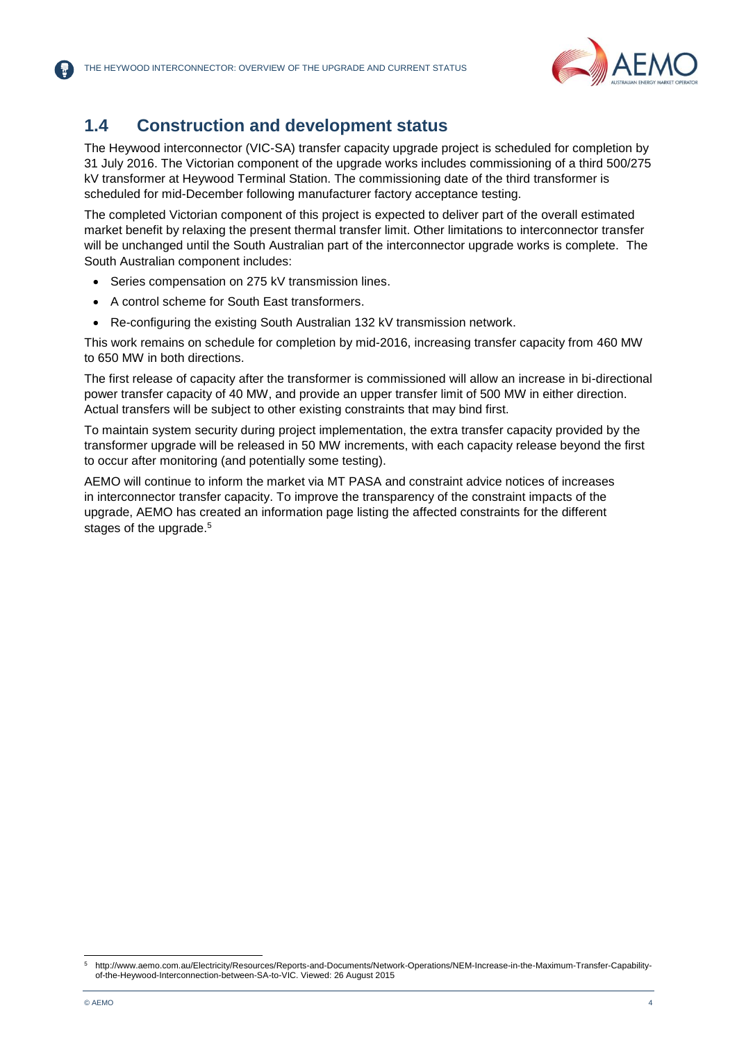## 1.4 Construction and development status

The Heywood interconnector (VIC-SA) transfer capacity upgrade project is scheduled for completion by 31 July 2016. The Victorian component of the upgrade works includes commissioning of a third 500/275 kV transformer at Heywood Terminal Station. The commissioning date of the third transformer is scheduled for mid-December following manufacturer factory acceptance testing.

The completed Victorian component of this project is expected to deliver part of the overall estimated market benefit by relaxing the present thermal transfer limit. Other limitations to interconnector transfer will be unchanged until the South Australian part of the interconnector upgrade works is complete. The South Australian component includes:

- Series compensation on 275 kV transmission lines.
- A control scheme for South East transformers.
- Re-configuring the existing South Australian 132 kV transmission network.

This work remains on schedule for completion by mid-2016, increasing transfer capacity from 460 MW to 650 MW in both directions.

The first release of capacity after the transformer is commissioned will allow an increase in bi-directional power transfer capacity of 40 MW, and provide an upper transfer limit of 500 MW in either direction. Actual transfers will be subject to other existing constraints that may bind first.

To maintain system security during project implementation, the extra transfer capacity provided by the transformer upgrade will be released in 50 MW increments, with each capacity release beyond the first to occur after monitoring (and potentially some testing).

AEMO will continue to inform the market via MT PASA and constraint advice notices of increases in interconnector transfer capacity. To improve the transparency of the constraint impacts of the upgrade, AEMO has created an information page listing the affected constraints for the different stages of the upgrade.[5]

[5] http://www.aemo.com.au/Electricity/Resources/Reports-and-Documents/Network-Operations/NEM-Increase-in-the-Maximum-Transfer-Capability-of-the-Heywood-Interconnection-between-SA-to-VIC. Viewed: 26 August 2015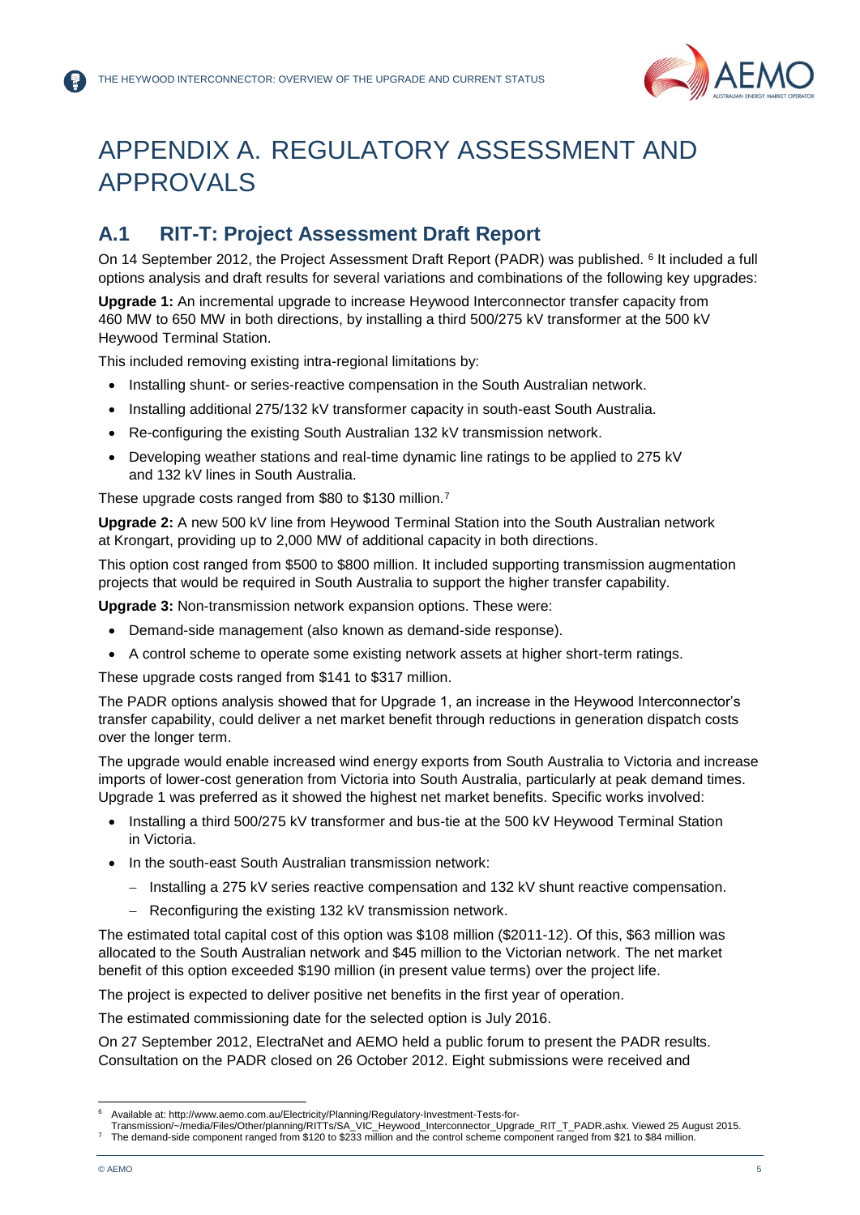# APPENDIX A. REGULATORY ASSESSMENT AND APPROVALS

## A.1 RIT-T: Project Assessment Draft Report

On 14 September 2012, the Project Assessment Draft Report (PADR) was published. [6] It included a full options analysis and draft results for several variations and combinations of the following key upgrades:

**Upgrade 1:** An incremental upgrade to increase Heywood Interconnector transfer capacity from 460 MW to 650 MW in both directions, by installing a third 500/275 kV transformer at the 500 kV Heywood Terminal Station.

This included removing existing intra-regional limitations by:

- Installing shunt- or series-reactive compensation in the South Australian network.
- Installing additional 275/132 kV transformer capacity in south-east South Australia.
- Re-configuring the existing South Australian 132 kV transmission network.
- Developing weather stations and real-time dynamic line ratings to be applied to 275 kV and 132 kV lines in South Australia.

These upgrade costs ranged from $80 to $130 million.[7]

**Upgrade 2:** A new 500 kV line from Heywood Terminal Station into the South Australian network at Krongart, providing up to 2,000 MW of additional capacity in both directions.

This option cost ranged from $500 to $800 million. It included supporting transmission augmentation projects that would be required in South Australia to support the higher transfer capability.

**Upgrade 3:** Non-transmission network expansion options. These were:

- Demand-side management (also known as demand-side response).
- A control scheme to operate some existing network assets at higher short-term ratings.

These upgrade costs ranged from $141 to $317 million.

The PADR options analysis showed that for Upgrade 1, an increase in the Heywood Interconnector's transfer capability, could deliver a net market benefit through reductions in generation dispatch costs over the longer term.

The upgrade would enable increased wind energy exports from South Australia to Victoria and increase imports of lower-cost generation from Victoria into South Australia, particularly at peak demand times. Upgrade 1 was preferred as it showed the highest net market benefits. Specific works involved:

- Installing a third 500/275 kV transformer and bus-tie at the 500 kV Heywood Terminal Station in Victoria.
- In the south-east South Australian transmission network:
  - Installing a 275 kV series reactive compensation and 132 kV shunt reactive compensation.
  - Reconfiguring the existing 132 kV transmission network.

The estimated total capital cost of this option was $108 million ($2011-12). Of this, $63 million was allocated to the South Australian network and $45 million to the Victorian network. The net market benefit of this option exceeded $190 million (in present value terms) over the project life.

The project is expected to deliver positive net benefits in the first year of operation.

The estimated commissioning date for the selected option is July 2016.

On 27 September 2012, ElectraNet and AEMO held a public forum to present the PADR results. Consultation on the PADR closed on 26 October 2012. Eight submissions were received and

---

[6] Available at: http://www.aemo.com.au/Electricity/Planning/Regulatory-Investment-Tests-for-Transmission/~/media/Files/Other/planning/RITTs/SA_VIC_Heywood_Interconnector_Upgrade_RIT_T_PADR.ashx. Viewed 25 August 2015.

[7] The demand-side component ranged from $120 to $233 million and the control scheme component ranged from $21 to $84 million.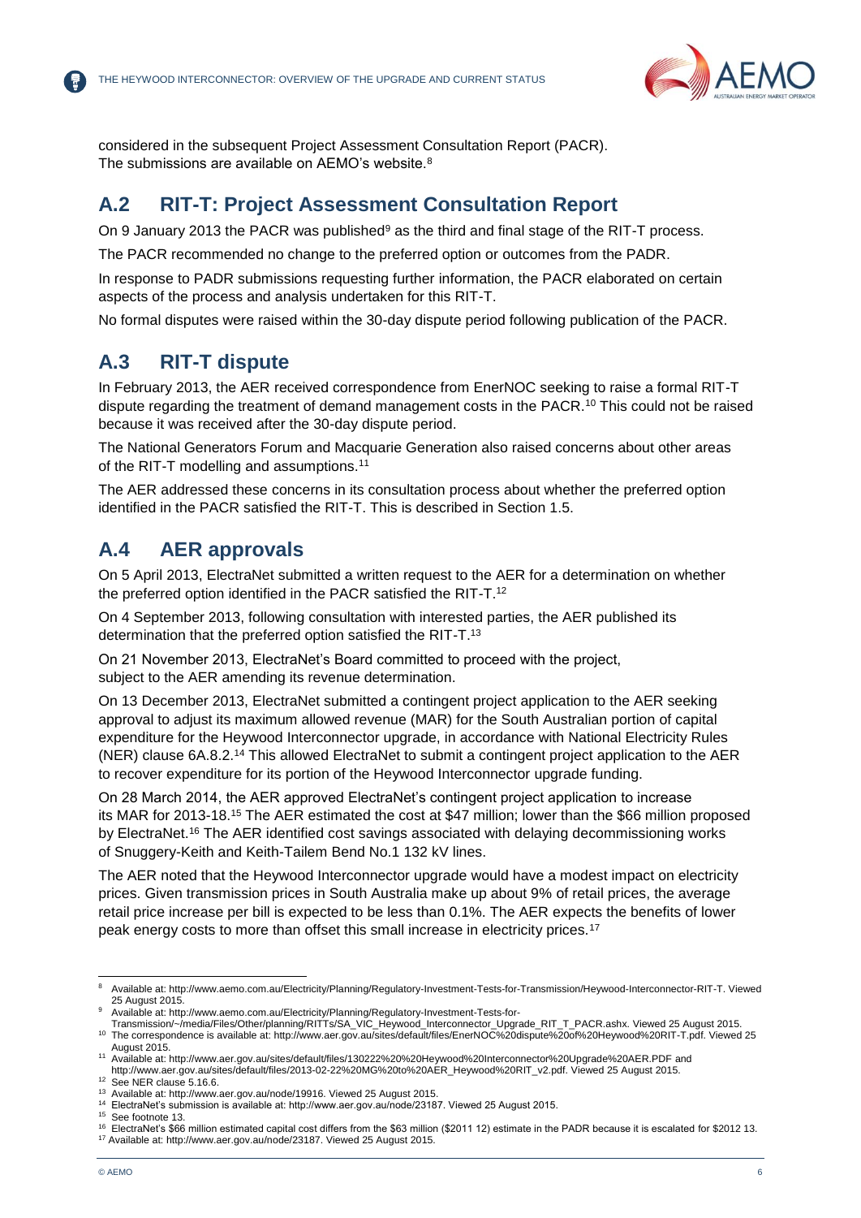considered in the subsequent Project Assessment Consultation Report (PACR). The submissions are available on AEMO's website.[8]

## A.2 RIT-T: Project Assessment Consultation Report

On 9 January 2013 the PACR was published[9] as the third and final stage of the RIT-T process.

The PACR recommended no change to the preferred option or outcomes from the PADR.

In response to PADR submissions requesting further information, the PACR elaborated on certain aspects of the process and analysis undertaken for this RIT-T.

No formal disputes were raised within the 30-day dispute period following publication of the PACR.

## A.3 RIT-T dispute

In February 2013, the AER received correspondence from EnerNOC seeking to raise a formal RIT-T dispute regarding the treatment of demand management costs in the PACR.[10] This could not be raised because it was received after the 30-day dispute period.

The National Generators Forum and Macquarie Generation also raised concerns about other areas of the RIT-T modelling and assumptions.[11]

The AER addressed these concerns in its consultation process about whether the preferred option identified in the PACR satisfied the RIT-T. This is described in Section 1.5.

## A.4 AER approvals

On 5 April 2013, ElectraNet submitted a written request to the AER for a determination on whether the preferred option identified in the PACR satisfied the RIT-T.[12]

On 4 September 2013, following consultation with interested parties, the AER published its determination that the preferred option satisfied the RIT-T.[13]

On 21 November 2013, ElectraNet's Board committed to proceed with the project, subject to the AER amending its revenue determination.

On 13 December 2013, ElectraNet submitted a contingent project application to the AER seeking approval to adjust its maximum allowed revenue (MAR) for the South Australian portion of capital expenditure for the Heywood Interconnector upgrade, in accordance with National Electricity Rules (NER) clause 6A.8.2.[14] This allowed ElectraNet to submit a contingent project application to the AER to recover expenditure for its portion of the Heywood Interconnector upgrade funding.

On 28 March 2014, the AER approved ElectraNet's contingent project application to increase its MAR for 2013-18.[15] The AER estimated the cost at $47 million; lower than the $66 million proposed by ElectraNet.[16] The AER identified cost savings associated with delaying decommissioning works of Snuggery-Keith and Keith-Tailem Bend No.1 132 kV lines.

The AER noted that the Heywood Interconnector upgrade would have a modest impact on electricity prices. Given transmission prices in South Australia make up about 9% of retail prices, the average retail price increase per bill is expected to be less than 0.1%. The AER expects the benefits of lower peak energy costs to more than offset this small increase in electricity prices.[17]

---

[8] Available at: http://www.aemo.com.au/Electricity/Planning/Regulatory-Investment-Tests-for-Transmission/Heywood-Interconnector-RIT-T. Viewed 25 August 2015.

[9] Available at: http://www.aemo.com.au/Electricity/Planning/Regulatory-Investment-Tests-for-Transmission/~/media/Files/Other/planning/RITTs/SA_VIC_Heywood_Interconnector_Upgrade_RIT_T_PACR.ashx. Viewed 25 August 2015.

[10] The correspondence is available at: http://www.aer.gov.au/sites/default/files/EnerNOC%20dispute%20of%20Heywood%20RIT-T.pdf. Viewed 25 August 2015.

[11] Available at: http://www.aer.gov.au/sites/default/files/130222%20%20Heywood%20Interconnector%20Upgrade%20AER.PDF and http://www.aer.gov.au/sites/default/files/2013-02-22%20MG%20to%20AER_Heywood%20RIT_v2.pdf. Viewed 25 August 2015.

[12] See NER clause 5.16.6.

[13] Available at: http://www.aer.gov.au/node/19916. Viewed 25 August 2015.

[14] ElectraNet's submission is available at: http://www.aer.gov.au/node/23187. Viewed 25 August 2015.

[15] See footnote 13.

[16] ElectraNet's $66 million estimated capital cost differs from the $63 million ($2011 12) estimate in the PADR because it is escalated for $2012 13.

[17] Available at: http://www.aer.gov.au/node/23187. Viewed 25 August 2015.